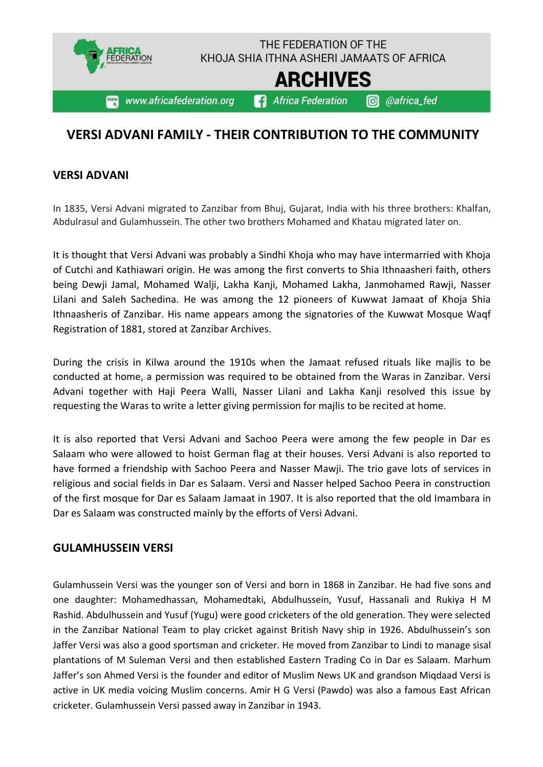# VERSI ADVANI FAMILY - THEIR CONTRIBUTION TO THE COMMUNITY

## VERSI ADVANI

In 1835, Versi Advani migrated to Zanzibar from Bhuj, Gujarat, India with his three brothers: Khalfan, Abdulrasul and Gulamhussein. The other two brothers Mohamed and Khatau migrated later on.

It is thought that Versi Advani was probably a Sindhi Khoja who may have intermarried with Khoja of Cutchi and Kathiawari origin. He was among the first converts to Shia Ithnaasheri faith, others being Dewji Jamal, Mohamed Walji, Lakha Kanji, Mohamed Lakha, Janmohamed Rawji, Nasser Lilani and Saleh Sachedina. He was among the 12 pioneers of Kuwwat Jamaat of Khoja Shia Ithnaasheris of Zanzibar. His name appears among the signatories of the Kuwwat Mosque Waqf Registration of 1881, stored at Zanzibar Archives.

During the crisis in Kilwa around the 1910s when the Jamaat refused rituals like majlis to be conducted at home, a permission was required to be obtained from the Waras in Zanzibar. Versi Advani together with Haji Peera Walli, Nasser Lilani and Lakha Kanji resolved this issue by requesting the Waras to write a letter giving permission for majlis to be recited at home.

It is also reported that Versi Advani and Sachoo Peera were among the few people in Dar es Salaam who were allowed to hoist German flag at their houses. Versi Advani is also reported to have formed a friendship with Sachoo Peera and Nasser Mawji. The trio gave lots of services in religious and social fields in Dar es Salaam. Versi and Nasser helped Sachoo Peera in construction of the first mosque for Dar es Salaam Jamaat in 1907. It is also reported that the old Imambara in Dar es Salaam was constructed mainly by the efforts of Versi Advani.

## GULAMHUSSEIN VERSI

Gulamhussein Versi was the younger son of Versi and born in 1868 in Zanzibar. He had five sons and one daughter: Mohamedhassan, Mohamedtaki, Abdulhussein, Yusuf, Hassanali and Rukiya H M Rashid. Abdulhussein and Yusuf (Yugu) were good cricketers of the old generation. They were selected in the Zanzibar National Team to play cricket against British Navy ship in 1926. Abdulhussein's son Jaffer Versi was also a good sportsman and cricketer. He moved from Zanzibar to Lindi to manage sisal plantations of M Suleman Versi and then established Eastern Trading Co in Dar es Salaam. Marhum Jaffer's son Ahmed Versi is the founder and editor of Muslim News UK and grandson Miqdaad Versi is active in UK media voicing Muslim concerns. Amir H G Versi (Pawdo) was also a famous East African cricketer. Gulamhussein Versi passed away in Zanzibar in 1943.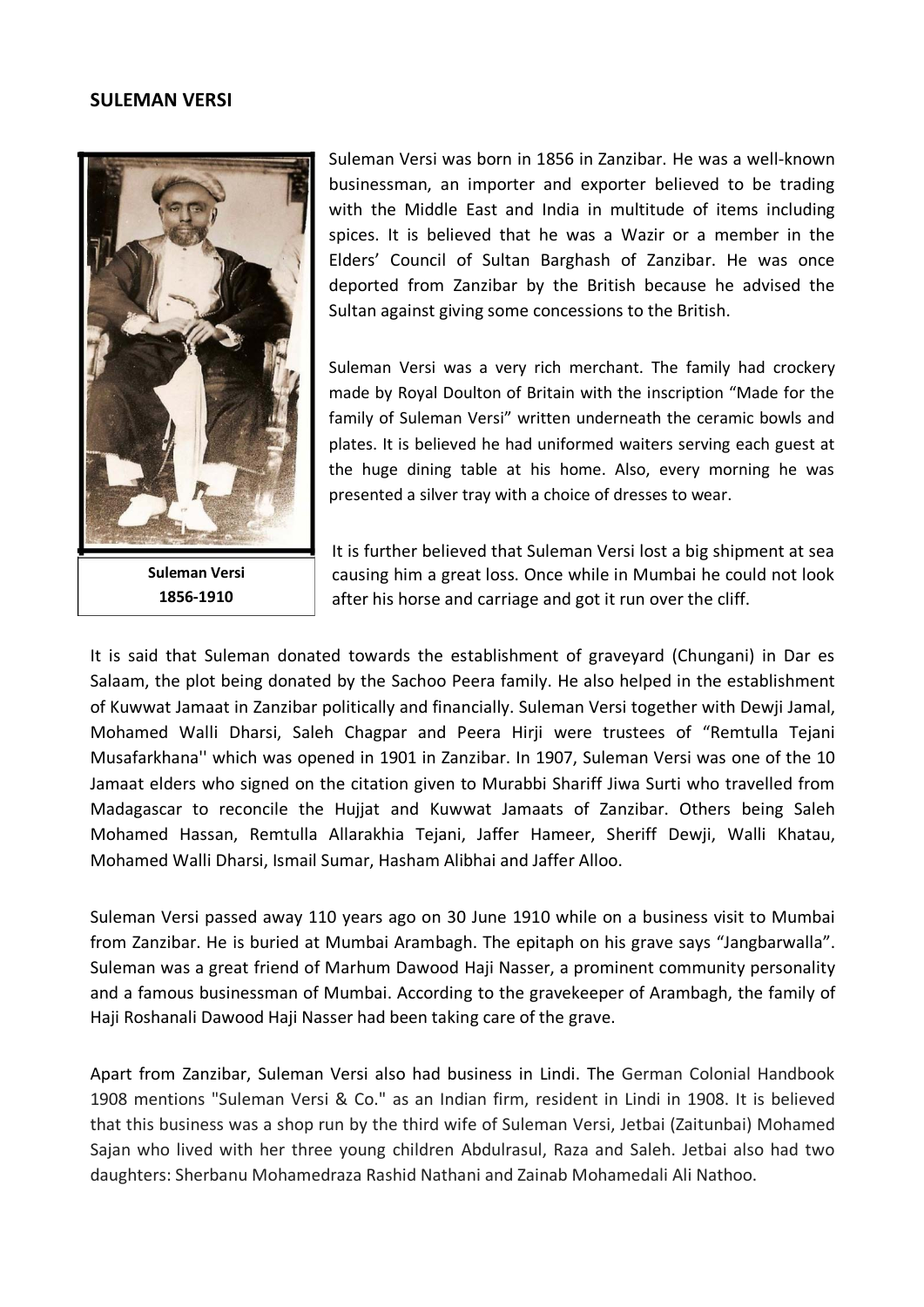## SULEMAN VERSI

**Suleman Versi**
**1856-1910**

Suleman Versi was born in 1856 in Zanzibar. He was a well-known businessman, an importer and exporter believed to be trading with the Middle East and India in multitude of items including spices. It is believed that he was a Wazir or a member in the Elders' Council of Sultan Barghash of Zanzibar. He was once deported from Zanzibar by the British because he advised the Sultan against giving some concessions to the British.

Suleman Versi was a very rich merchant. The family had crockery made by Royal Doulton of Britain with the inscription "Made for the family of Suleman Versi" written underneath the ceramic bowls and plates. It is believed he had uniformed waiters serving each guest at the huge dining table at his home. Also, every morning he was presented a silver tray with a choice of dresses to wear.

It is further believed that Suleman Versi lost a big shipment at sea causing him a great loss. Once while in Mumbai he could not look after his horse and carriage and got it run over the cliff.

It is said that Suleman donated towards the establishment of graveyard (Chungani) in Dar es Salaam, the plot being donated by the Sachoo Peera family. He also helped in the establishment of Kuwwat Jamaat in Zanzibar politically and financially. Suleman Versi together with Dewji Jamal, Mohamed Walli Dharsi, Saleh Chagpar and Peera Hirji were trustees of "Remtulla Tejani Musafarkhana'' which was opened in 1901 in Zanzibar. In 1907, Suleman Versi was one of the 10 Jamaat elders who signed on the citation given to Murabbi Shariff Jiwa Surti who travelled from Madagascar to reconcile the Hujjat and Kuwwat Jamaats of Zanzibar. Others being Saleh Mohamed Hassan, Remtulla Allarakhia Tejani, Jaffer Hameer, Sheriff Dewji, Walli Khatau, Mohamed Walli Dharsi, Ismail Sumar, Hasham Alibhai and Jaffer Alloo.

Suleman Versi passed away 110 years ago on 30 June 1910 while on a business visit to Mumbai from Zanzibar. He is buried at Mumbai Arambagh. The epitaph on his grave says "Jangbarwalla". Suleman was a great friend of Marhum Dawood Haji Nasser, a prominent community personality and a famous businessman of Mumbai. According to the gravekeeper of Arambagh, the family of Haji Roshanali Dawood Haji Nasser had been taking care of the grave.

Apart from Zanzibar, Suleman Versi also had business in Lindi. The German Colonial Handbook 1908 mentions "Suleman Versi & Co." as an Indian firm, resident in Lindi in 1908. It is believed that this business was a shop run by the third wife of Suleman Versi, Jetbai (Zaitunbai) Mohamed Sajan who lived with her three young children Abdulrasul, Raza and Saleh. Jetbai also had two daughters: Sherbanu Mohamedraza Rashid Nathani and Zainab Mohamedali Ali Nathoo.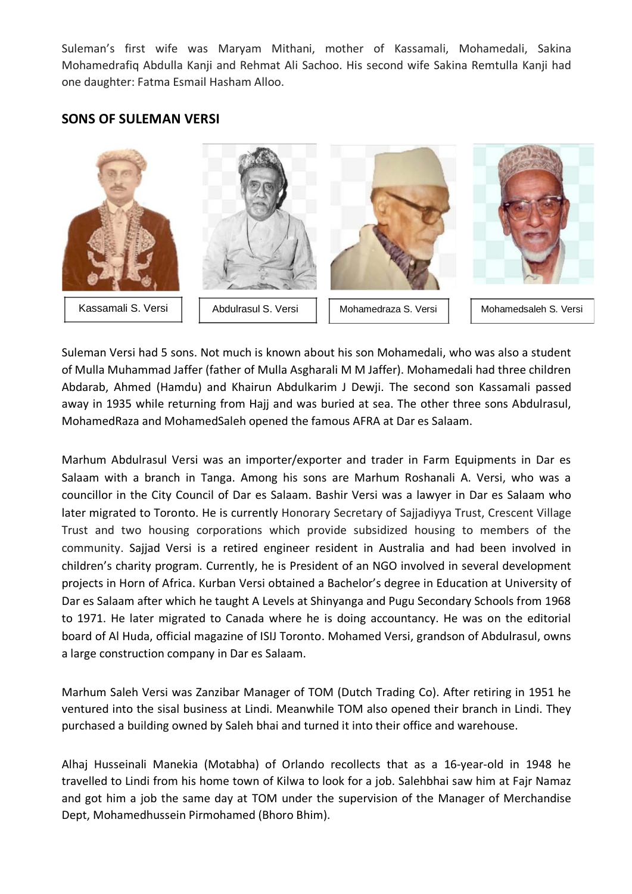Suleman's first wife was Maryam Mithani, mother of Kassamali, Mohamedali, Sakina Mohamedrafiq Abdulla Kanji and Rehmat Ali Sachoo. His second wife Sakina Remtulla Kanji had one daughter: Fatma Esmail Hasham Alloo.

## SONS OF SULEMAN VERSI

Kassamali S. Versi

Abdulrasul S. Versi

Mohamedraza S. Versi

Mohamedsaleh S. Versi

Suleman Versi had 5 sons. Not much is known about his son Mohamedali, who was also a student of Mulla Muhammad Jaffer (father of Mulla Asgharali M M Jaffer). Mohamedali had three children Abdarab, Ahmed (Hamdu) and Khairun Abdulkarim J Dewji. The second son Kassamali passed away in 1935 while returning from Hajj and was buried at sea. The other three sons Abdulrasul, MohamedRaza and MohamedSaleh opened the famous AFRA at Dar es Salaam.

Marhum Abdulrasul Versi was an importer/exporter and trader in Farm Equipments in Dar es Salaam with a branch in Tanga. Among his sons are Marhum Roshanali A. Versi, who was a councillor in the City Council of Dar es Salaam. Bashir Versi was a lawyer in Dar es Salaam who later migrated to Toronto. He is currently Honorary Secretary of Sajjadiyya Trust, Crescent Village Trust and two housing corporations which provide subsidized housing to members of the community. Sajjad Versi is a retired engineer resident in Australia and had been involved in children's charity program. Currently, he is President of an NGO involved in several development projects in Horn of Africa. Kurban Versi obtained a Bachelor's degree in Education at University of Dar es Salaam after which he taught A Levels at Shinyanga and Pugu Secondary Schools from 1968 to 1971. He later migrated to Canada where he is doing accountancy. He was on the editorial board of Al Huda, official magazine of ISIJ Toronto. Mohamed Versi, grandson of Abdulrasul, owns a large construction company in Dar es Salaam.

Marhum Saleh Versi was Zanzibar Manager of TOM (Dutch Trading Co). After retiring in 1951 he ventured into the sisal business at Lindi. Meanwhile TOM also opened their branch in Lindi. They purchased a building owned by Saleh bhai and turned it into their office and warehouse.

Alhaj Husseinali Manekia (Motabha) of Orlando recollects that as a 16-year-old in 1948 he travelled to Lindi from his home town of Kilwa to look for a job. Salehbhai saw him at Fajr Namaz and got him a job the same day at TOM under the supervision of the Manager of Merchandise Dept, Mohamedhussein Pirmohamed (Bhoro Bhim).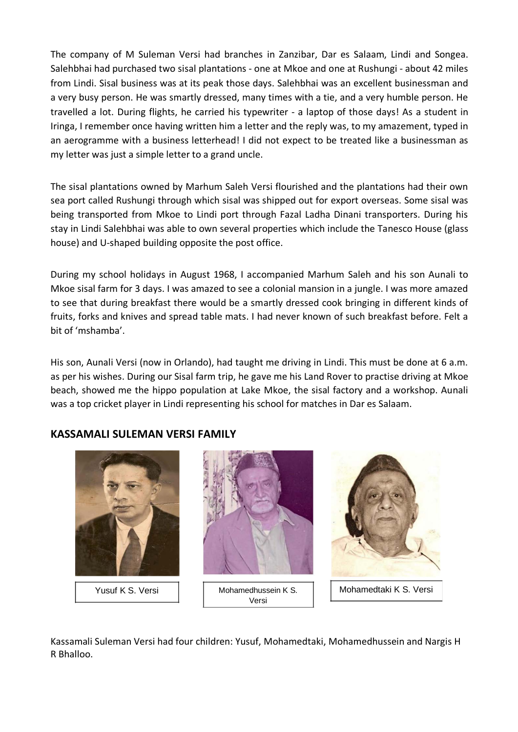The company of M Suleman Versi had branches in Zanzibar, Dar es Salaam, Lindi and Songea. Salehbhai had purchased two sisal plantations - one at Mkoe and one at Rushungi - about 42 miles from Lindi. Sisal business was at its peak those days. Salehbhai was an excellent businessman and a very busy person. He was smartly dressed, many times with a tie, and a very humble person. He travelled a lot. During flights, he carried his typewriter - a laptop of those days! As a student in Iringa, I remember once having written him a letter and the reply was, to my amazement, typed in an aerogramme with a business letterhead! I did not expect to be treated like a businessman as my letter was just a simple letter to a grand uncle.

The sisal plantations owned by Marhum Saleh Versi flourished and the plantations had their own sea port called Rushungi through which sisal was shipped out for export overseas. Some sisal was being transported from Mkoe to Lindi port through Fazal Ladha Dinani transporters. During his stay in Lindi Salehbhai was able to own several properties which include the Tanesco House (glass house) and U-shaped building opposite the post office.

During my school holidays in August 1968, I accompanied Marhum Saleh and his son Aunali to Mkoe sisal farm for 3 days. I was amazed to see a colonial mansion in a jungle. I was more amazed to see that during breakfast there would be a smartly dressed cook bringing in different kinds of fruits, forks and knives and spread table mats. I had never known of such breakfast before. Felt a bit of 'mshamba'.

His son, Aunali Versi (now in Orlando), had taught me driving in Lindi. This must be done at 6 a.m. as per his wishes. During our Sisal farm trip, he gave me his Land Rover to practise driving at Mkoe beach, showed me the hippo population at Lake Mkoe, the sisal factory and a workshop. Aunali was a top cricket player in Lindi representing his school for matches in Dar es Salaam.

## KASSAMALI SULEMAN VERSI FAMILY

Yusuf K S. Versi

Mohamedhussein K S. Versi

Mohamedtaki K S. Versi

Kassamali Suleman Versi had four children: Yusuf, Mohamedtaki, Mohamedhussein and Nargis H R Bhalloo.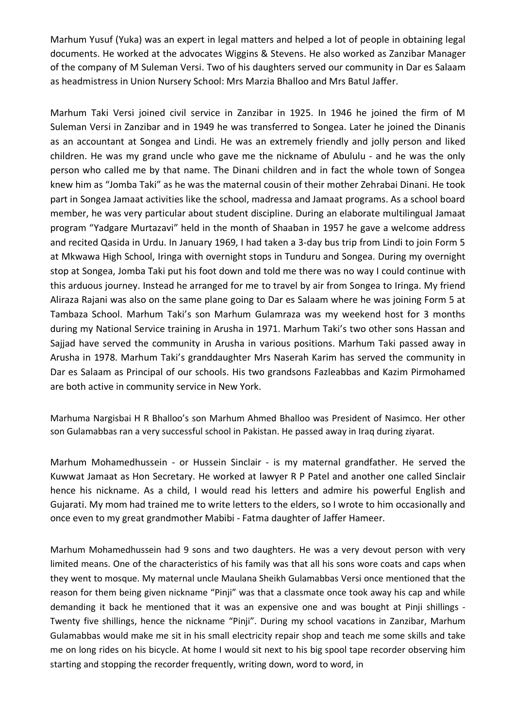Marhum Yusuf (Yuka) was an expert in legal matters and helped a lot of people in obtaining legal documents. He worked at the advocates Wiggins & Stevens. He also worked as Zanzibar Manager of the company of M Suleman Versi. Two of his daughters served our community in Dar es Salaam as headmistress in Union Nursery School: Mrs Marzia Bhalloo and Mrs Batul Jaffer.

Marhum Taki Versi joined civil service in Zanzibar in 1925. In 1946 he joined the firm of M Suleman Versi in Zanzibar and in 1949 he was transferred to Songea. Later he joined the Dinanis as an accountant at Songea and Lindi. He was an extremely friendly and jolly person and liked children. He was my grand uncle who gave me the nickname of Abululu - and he was the only person who called me by that name. The Dinani children and in fact the whole town of Songea knew him as "Jomba Taki" as he was the maternal cousin of their mother Zehrabai Dinani. He took part in Songea Jamaat activities like the school, madressa and Jamaat programs. As a school board member, he was very particular about student discipline. During an elaborate multilingual Jamaat program "Yadgare Murtazavi" held in the month of Shaaban in 1957 he gave a welcome address and recited Qasida in Urdu. In January 1969, I had taken a 3-day bus trip from Lindi to join Form 5 at Mkwawa High School, Iringa with overnight stops in Tunduru and Songea. During my overnight stop at Songea, Jomba Taki put his foot down and told me there was no way I could continue with this arduous journey. Instead he arranged for me to travel by air from Songea to Iringa. My friend Aliraza Rajani was also on the same plane going to Dar es Salaam where he was joining Form 5 at Tambaza School. Marhum Taki's son Marhum Gulamraza was my weekend host for 3 months during my National Service training in Arusha in 1971. Marhum Taki's two other sons Hassan and Sajjad have served the community in Arusha in various positions. Marhum Taki passed away in Arusha in 1978. Marhum Taki's granddaughter Mrs Naserah Karim has served the community in Dar es Salaam as Principal of our schools. His two grandsons Fazleabbas and Kazim Pirmohamed are both active in community service in New York.

Marhuma Nargisbai H R Bhalloo's son Marhum Ahmed Bhalloo was President of Nasimco. Her other son Gulamabbas ran a very successful school in Pakistan. He passed away in Iraq during ziyarat.

Marhum Mohamedhussein - or Hussein Sinclair - is my maternal grandfather. He served the Kuwwat Jamaat as Hon Secretary. He worked at lawyer R P Patel and another one called Sinclair hence his nickname. As a child, I would read his letters and admire his powerful English and Gujarati. My mom had trained me to write letters to the elders, so I wrote to him occasionally and once even to my great grandmother Mabibi - Fatma daughter of Jaffer Hameer.

Marhum Mohamedhussein had 9 sons and two daughters. He was a very devout person with very limited means. One of the characteristics of his family was that all his sons wore coats and caps when they went to mosque. My maternal uncle Maulana Sheikh Gulamabbas Versi once mentioned that the reason for them being given nickname "Pinji" was that a classmate once took away his cap and while demanding it back he mentioned that it was an expensive one and was bought at Pinji shillings - Twenty five shillings, hence the nickname "Pinji". During my school vacations in Zanzibar, Marhum Gulamabbas would make me sit in his small electricity repair shop and teach me some skills and take me on long rides on his bicycle. At home I would sit next to his big spool tape recorder observing him starting and stopping the recorder frequently, writing down, word to word, in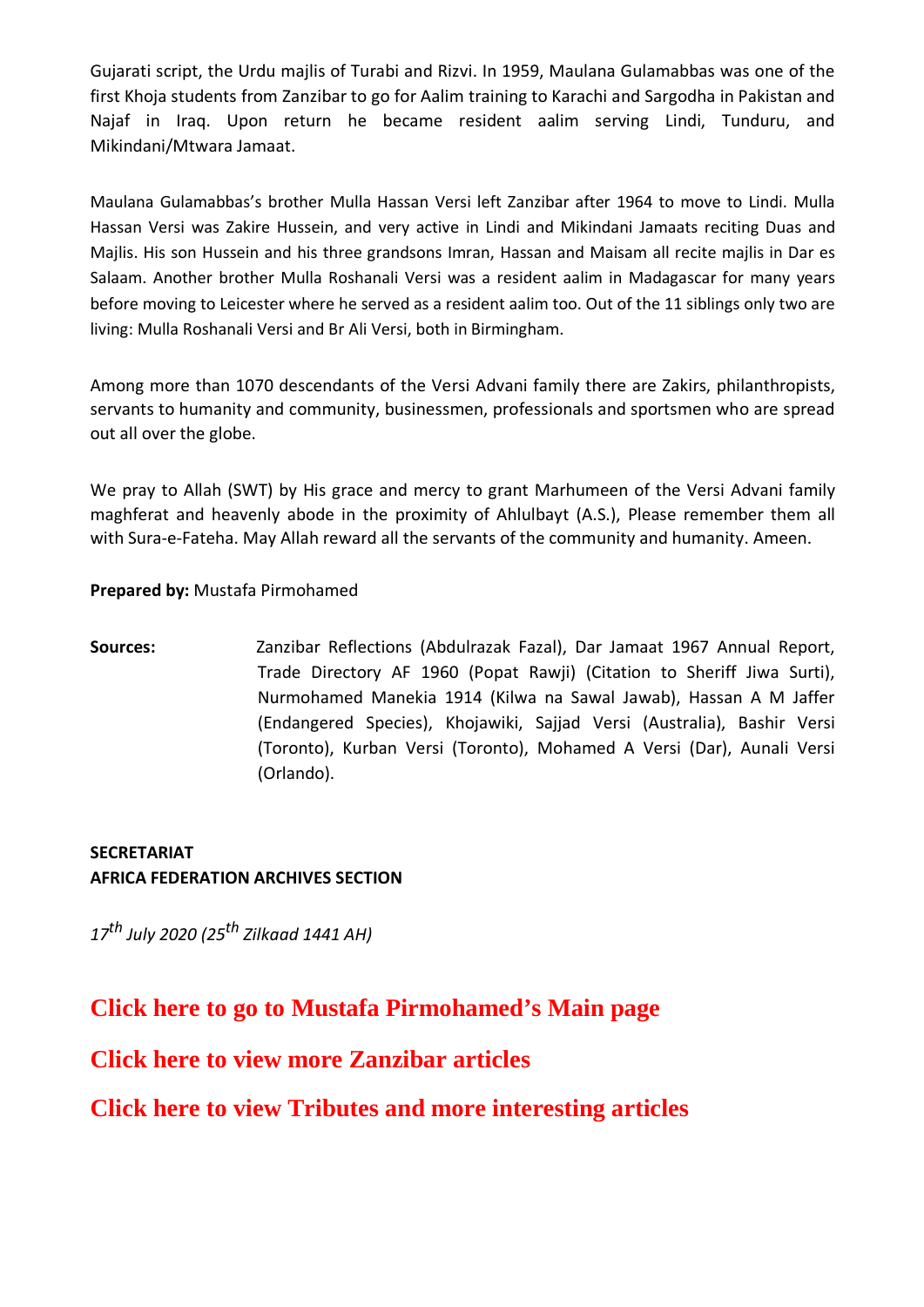Gujarati script, the Urdu majlis of Turabi and Rizvi. In 1959, Maulana Gulamabbas was one of the first Khoja students from Zanzibar to go for Aalim training to Karachi and Sargodha in Pakistan and Najaf in Iraq. Upon return he became resident aalim serving Lindi, Tunduru, and Mikindani/Mtwara Jamaat.

Maulana Gulamabbas's brother Mulla Hassan Versi left Zanzibar after 1964 to move to Lindi. Mulla Hassan Versi was Zakire Hussein, and very active in Lindi and Mikindani Jamaats reciting Duas and Majlis. His son Hussein and his three grandsons Imran, Hassan and Maisam all recite majlis in Dar es Salaam. Another brother Mulla Roshanali Versi was a resident aalim in Madagascar for many years before moving to Leicester where he served as a resident aalim too. Out of the 11 siblings only two are living: Mulla Roshanali Versi and Br Ali Versi, both in Birmingham.

Among more than 1070 descendants of the Versi Advani family there are Zakirs, philanthropists, servants to humanity and community, businessmen, professionals and sportsmen who are spread out all over the globe.

We pray to Allah (SWT) by His grace and mercy to grant Marhumeen of the Versi Advani family maghferat and heavenly abode in the proximity of Ahlulbayt (A.S.), Please remember them all with Sura-e-Fateha. May Allah reward all the servants of the community and humanity. Ameen.

**Prepared by:** Mustafa Pirmohamed

**Sources:** Zanzibar Reflections (Abdulrazak Fazal), Dar Jamaat 1967 Annual Report, Trade Directory AF 1960 (Popat Rawji) (Citation to Sheriff Jiwa Surti), Nurmohamed Manekia 1914 (Kilwa na Sawal Jawab), Hassan A M Jaffer (Endangered Species), Khojawiki, Sajjad Versi (Australia), Bashir Versi (Toronto), Kurban Versi (Toronto), Mohamed A Versi (Dar), Aunali Versi (Orlando).

**SECRETARIAT**
**AFRICA FEDERATION ARCHIVES SECTION**

*17th July 2020 (25th Zilkaad 1441 AH)*

**Click here to go to Mustafa Pirmohamed's Main page**

**Click here to view more Zanzibar articles**

**Click here to view Tributes and more interesting articles**